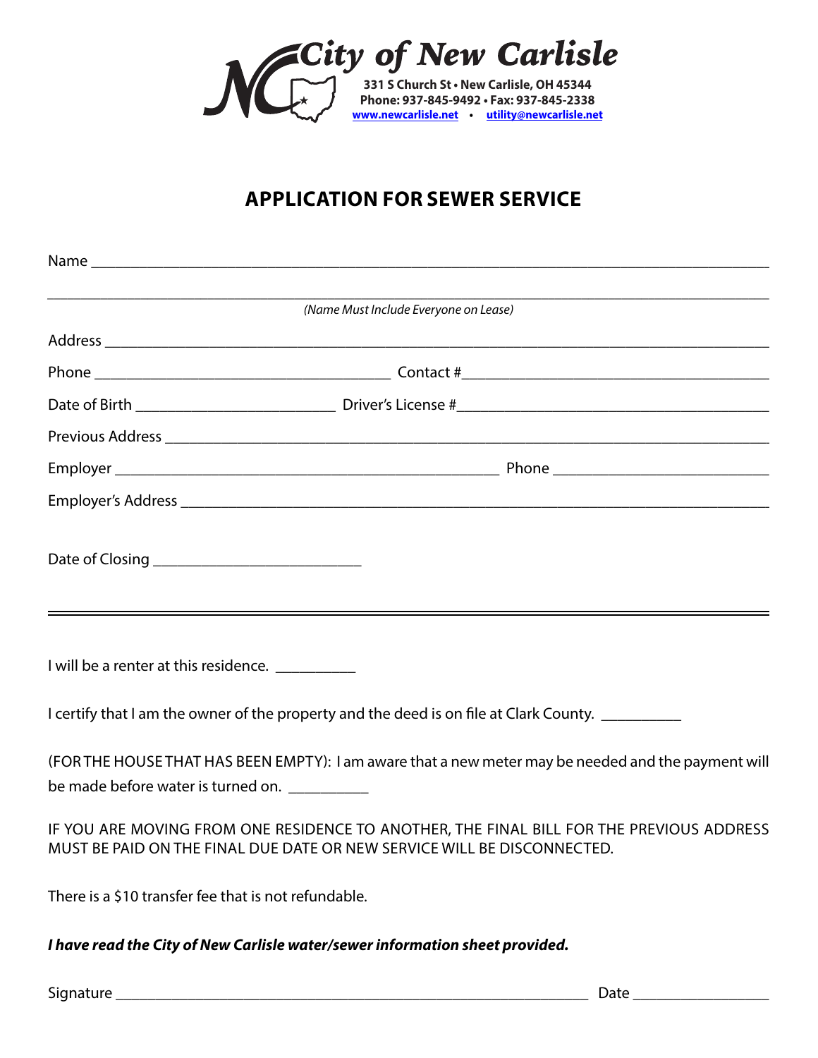**City of New Carlisle**

**331 S Church St • New Carlisle, OH 45344**
**Phone: 937-845-9492 • Fax: 937-845-2338**
**www.newcarlisle.net • utility@newcarlisle.net**

# APPLICATION FOR SEWER SERVICE

Name ______________________________________________________________________________

______________________________________________________________________________

*(Name Must Include Everyone on Lease)*

Address ______________________________________________________________________________

Phone ____________________________________ Contact #____________________________________

Date of Birth ________________________ Driver's License #____________________________________

Previous Address ______________________________________________________________________________

Employer ______________________________________________ Phone __________________________

Employer's Address ______________________________________________________________________________

Date of Closing __________________________

---

I will be a renter at this residence. __________

I certify that I am the owner of the property and the deed is on file at Clark County. __________

(FOR THE HOUSE THAT HAS BEEN EMPTY): I am aware that a new meter may be needed and the payment will be made before water is turned on. __________

IF YOU ARE MOVING FROM ONE RESIDENCE TO ANOTHER, THE FINAL BILL FOR THE PREVIOUS ADDRESS MUST BE PAID ON THE FINAL DUE DATE OR NEW SERVICE WILL BE DISCONNECTED.

There is a $10 transfer fee that is not refundable.

***I have read the City of New Carlisle water/sewer information sheet provided.***

Signature ____________________________________________________________ Date _________________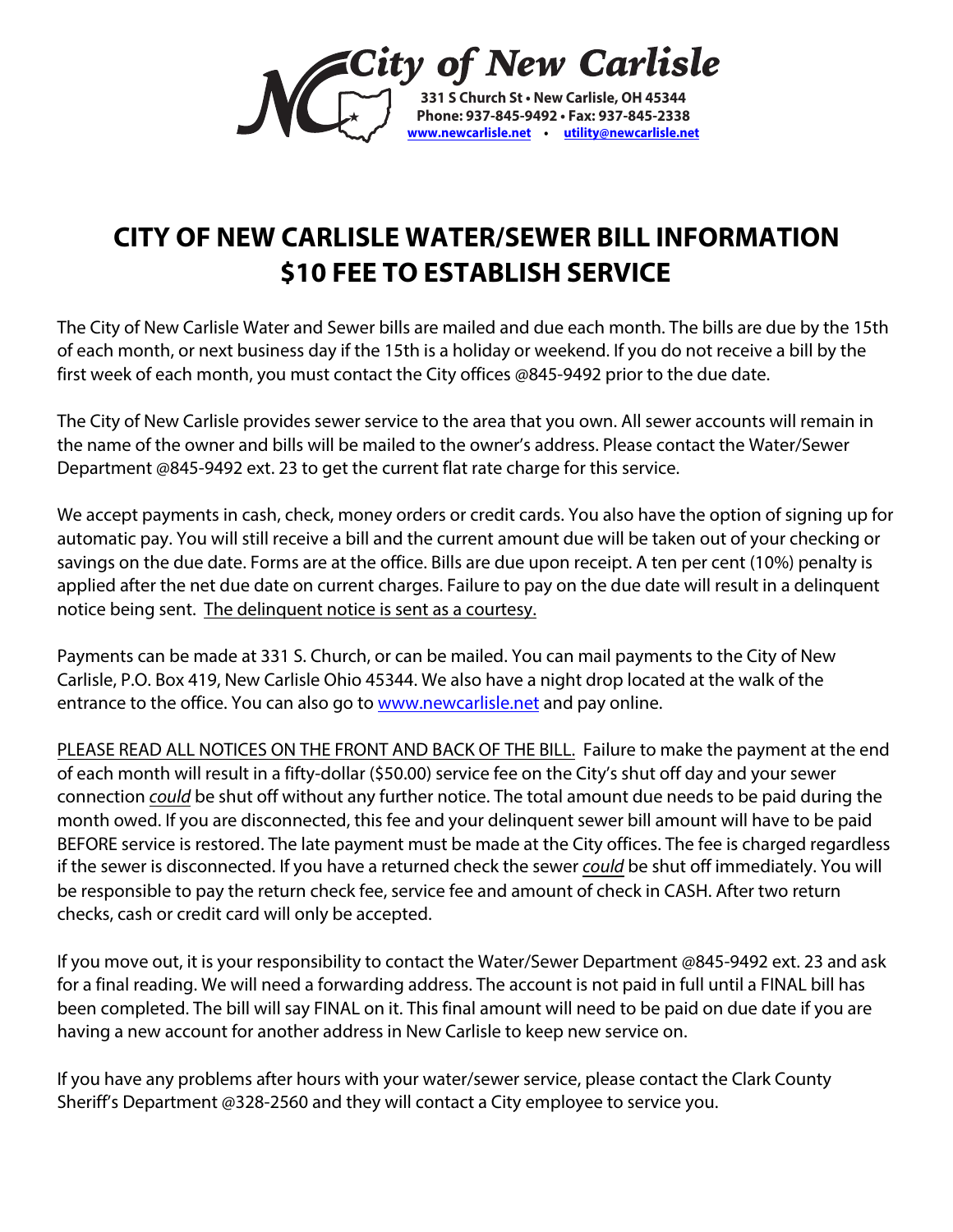**City of New Carlisle**

**331 S Church St • New Carlisle, OH 45344**
**Phone: 937-845-9492 • Fax: 937-845-2338**
**www.newcarlisle.net • utility@newcarlisle.net**

# CITY OF NEW CARLISLE WATER/SEWER BILL INFORMATION
# $10 FEE TO ESTABLISH SERVICE

The City of New Carlisle Water and Sewer bills are mailed and due each month. The bills are due by the 15th of each month, or next business day if the 15th is a holiday or weekend. If you do not receive a bill by the first week of each month, you must contact the City offices @845-9492 prior to the due date.

The City of New Carlisle provides sewer service to the area that you own. All sewer accounts will remain in the name of the owner and bills will be mailed to the owner's address. Please contact the Water/Sewer Department @845-9492 ext. 23 to get the current flat rate charge for this service.

We accept payments in cash, check, money orders or credit cards. You also have the option of signing up for automatic pay. You will still receive a bill and the current amount due will be taken out of your checking or savings on the due date. Forms are at the office. Bills are due upon receipt. A ten per cent (10%) penalty is applied after the net due date on current charges. Failure to pay on the due date will result in a delinquent notice being sent. The delinquent notice is sent as a courtesy.

Payments can be made at 331 S. Church, or can be mailed. You can mail payments to the City of New Carlisle, P.O. Box 419, New Carlisle Ohio 45344. We also have a night drop located at the walk of the entrance to the office. You can also go to www.newcarlisle.net and pay online.

PLEASE READ ALL NOTICES ON THE FRONT AND BACK OF THE BILL. Failure to make the payment at the end of each month will result in a fifty-dollar ($50.00) service fee on the City's shut off day and your sewer connection *could* be shut off without any further notice. The total amount due needs to be paid during the month owed. If you are disconnected, this fee and your delinquent sewer bill amount will have to be paid BEFORE service is restored. The late payment must be made at the City offices. The fee is charged regardless if the sewer is disconnected. If you have a returned check the sewer *could* be shut off immediately. You will be responsible to pay the return check fee, service fee and amount of check in CASH. After two return checks, cash or credit card will only be accepted.

If you move out, it is your responsibility to contact the Water/Sewer Department @845-9492 ext. 23 and ask for a final reading. We will need a forwarding address. The account is not paid in full until a FINAL bill has been completed. The bill will say FINAL on it. This final amount will need to be paid on due date if you are having a new account for another address in New Carlisle to keep new service on.

If you have any problems after hours with your water/sewer service, please contact the Clark County Sheriff's Department @328-2560 and they will contact a City employee to service you.